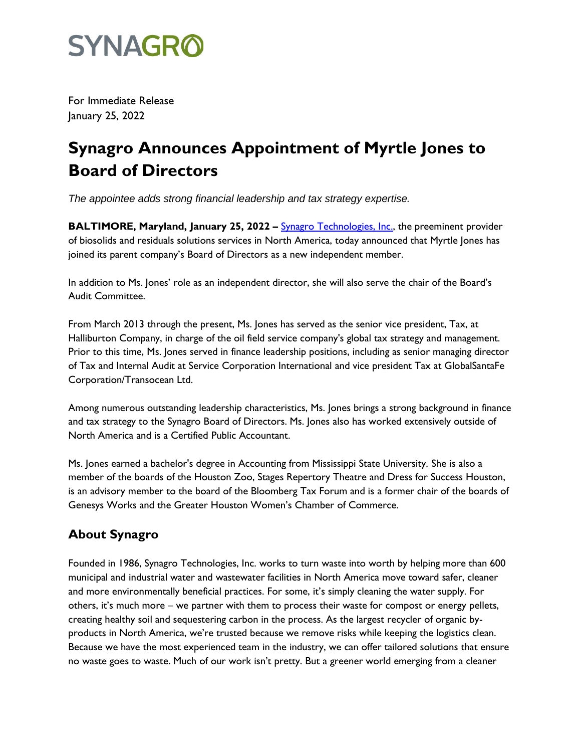SYNAGRO

For Immediate Release
January 25, 2022

# Synagro Announces Appointment of Myrtle Jones to Board of Directors

*The appointee adds strong financial leadership and tax strategy expertise.*

**BALTIMORE, Maryland, January 25, 2022 –** [Synagro Technologies, Inc.](), the preeminent provider of biosolids and residuals solutions services in North America, today announced that Myrtle Jones has joined its parent company's Board of Directors as a new independent member.

In addition to Ms. Jones' role as an independent director, she will also serve the chair of the Board's Audit Committee.

From March 2013 through the present, Ms. Jones has served as the senior vice president, Tax, at Halliburton Company, in charge of the oil field service company's global tax strategy and management. Prior to this time, Ms. Jones served in finance leadership positions, including as senior managing director of Tax and Internal Audit at Service Corporation International and vice president Tax at GlobalSantaFe Corporation/Transocean Ltd.

Among numerous outstanding leadership characteristics, Ms. Jones brings a strong background in finance and tax strategy to the Synagro Board of Directors. Ms. Jones also has worked extensively outside of North America and is a Certified Public Accountant.

Ms. Jones earned a bachelor's degree in Accounting from Mississippi State University. She is also a member of the boards of the Houston Zoo, Stages Repertory Theatre and Dress for Success Houston, is an advisory member to the board of the Bloomberg Tax Forum and is a former chair of the boards of Genesys Works and the Greater Houston Women's Chamber of Commerce.

## About Synagro

Founded in 1986, Synagro Technologies, Inc. works to turn waste into worth by helping more than 600 municipal and industrial water and wastewater facilities in North America move toward safer, cleaner and more environmentally beneficial practices. For some, it's simply cleaning the water supply. For others, it's much more – we partner with them to process their waste for compost or energy pellets, creating healthy soil and sequestering carbon in the process. As the largest recycler of organic by-products in North America, we're trusted because we remove risks while keeping the logistics clean. Because we have the most experienced team in the industry, we can offer tailored solutions that ensure no waste goes to waste. Much of our work isn't pretty. But a greener world emerging from a cleaner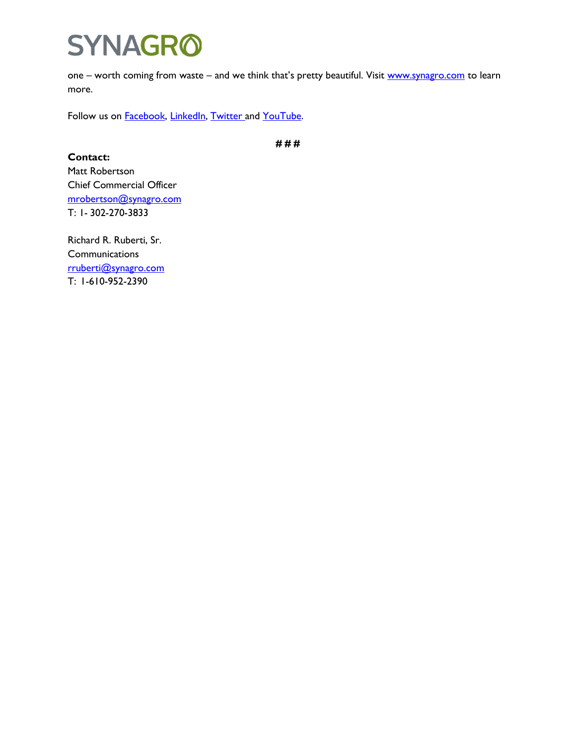one – worth coming from waste – and we think that's pretty beautiful. Visit www.synagro.com to learn more.

Follow us on Facebook, LinkedIn, Twitter and YouTube.

###

**Contact:**
Matt Robertson
Chief Commercial Officer
mrobertson@synagro.com
T: 1- 302-270-3833

Richard R. Ruberti, Sr.
Communications
rruberti@synagro.com
T: 1-610-952-2390